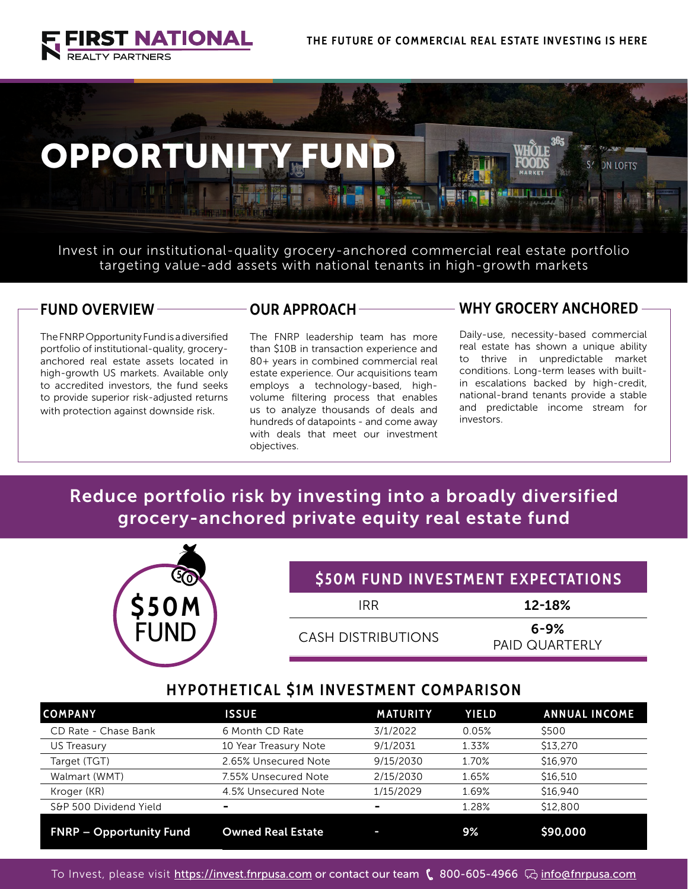**FIRST NATIONAL** REALTY PARTNERS

THE FUTURE OF COMMERCIAL REAL ESTATE INVESTING IS HERE

# OPPORTUNITY FUND

Invest in our institutional-quality grocery-anchored commercial real estate portfolio targeting value-add assets with national tenants in high-growth markets

## FUND OVERVIEW

The FNRP Opportunity Fund is a diversified portfolio of institutional-quality, grocery-anchored real estate assets located in high-growth US markets. Available only to accredited investors, the fund seeks to provide superior risk-adjusted returns with protection against downside risk.

## OUR APPROACH

The FNRP leadership team has more than $10B in transaction experience and 80+ years in combined commercial real estate experience. Our acquisitions team employs a technology-based, high-volume filtering process that enables us to analyze thousands of deals and hundreds of datapoints - and come away with deals that meet our investment objectives.

## WHY GROCERY ANCHORED

Daily-use, necessity-based commercial real estate has shown a unique ability to thrive in unpredictable market conditions. Long-term leases with built-in escalations backed by high-credit, national-brand tenants provide a stable and predictable income stream for investors.

## Reduce portfolio risk by investing into a broadly diversified grocery-anchored private equity real estate fund

**$50M FUND**

| $50M FUND INVESTMENT EXPECTATIONS | |
|---|---|
| IRR | **12-18%** |
| CASH DISTRIBUTIONS | **6-9%** PAID QUARTERLY |

## HYPOTHETICAL $1M INVESTMENT COMPARISON

| COMPANY | ISSUE | MATURITY | YIELD | ANNUAL INCOME |
|---|---|---|---|---|
| CD Rate - Chase Bank | 6 Month CD Rate | 3/1/2022 | 0.05% | $500 |
| US Treasury | 10 Year Treasury Note | 9/1/2031 | 1.33% | $13,270 |
| Target (TGT) | 2.65% Unsecured Note | 9/15/2030 | 1.70% | $16,970 |
| Walmart (WMT) | 7.55% Unsecured Note | 2/15/2030 | 1.65% | $16,510 |
| Kroger (KR) | 4.5% Unsecured Note | 1/15/2029 | 1.69% | $16,940 |
| S&P 500 Dividend Yield | - | - | 1.28% | $12,800 |
| **FNRP – Opportunity Fund** | **Owned Real Estate** | - | **9%** | **$90,000** |

To Invest, please visit https://invest.fnrpusa.com or contact our team 800-605-4966 info@fnrpusa.com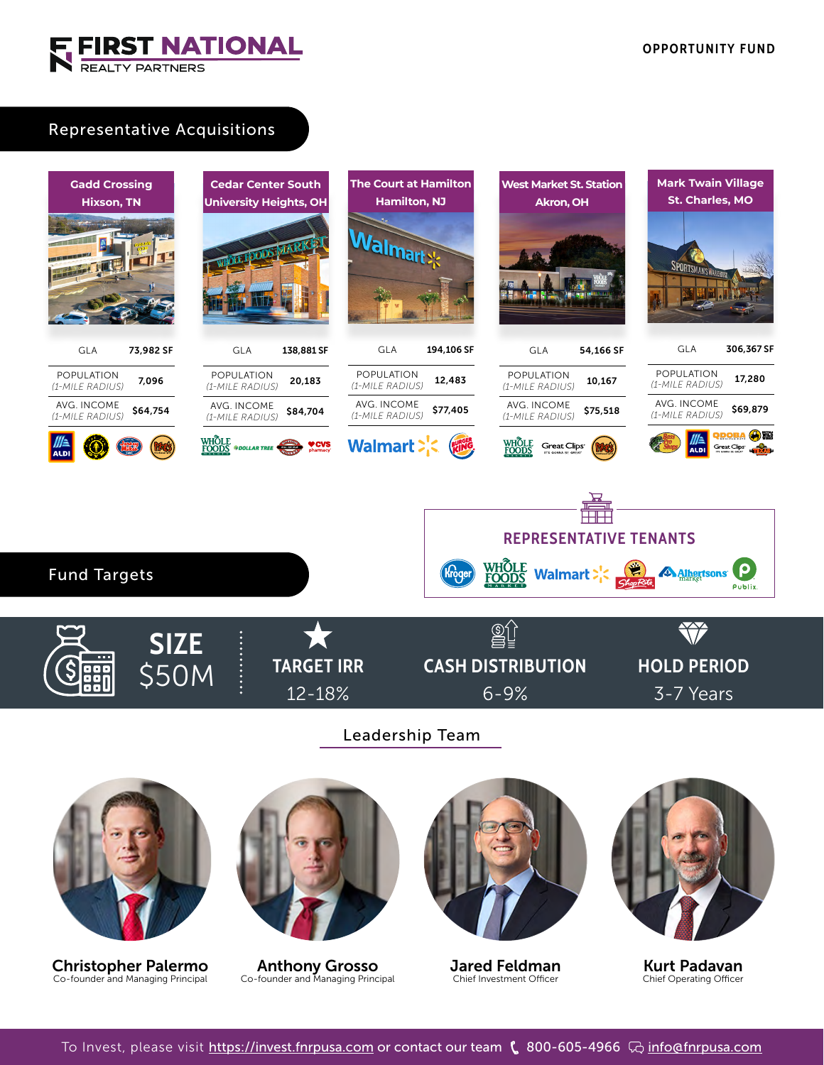# FIRST NATIONAL REALTY PARTNERS

OPPORTUNITY FUND

## Representative Acquisitions

| | Gadd Crossing, Hixson, TN | Cedar Center South, University Heights, OH | The Court at Hamilton, Hamilton, NJ | West Market St. Station, Akron, OH | Mark Twain Village, St. Charles, MO |
|---|---|---|---|---|---|
| GLA | 73,982 SF | 138,881 SF | 194,106 SF | 54,166 SF | 306,367 SF |
| POPULATION (1-MILE RADIUS) | 7,096 | 20,183 | 12,483 | 10,167 | 17,280 |
| AVG. INCOME (1-MILE RADIUS) | $64,754 | $84,704 | $77,405 | $75,518 | $69,879 |

### REPRESENTATIVE TENANTS

## Fund Targets

| SIZE | TARGET IRR | CASH DISTRIBUTION | HOLD PERIOD |
|---|---|---|---|
| $50M | 12-18% | 6-9% | 3-7 Years |

## Leadership Team

**Christopher Palermo**
Co-founder and Managing Principal

**Anthony Grosso**
Co-founder and Managing Principal

**Jared Feldman**
Chief Investment Officer

**Kurt Padavan**
Chief Operating Officer

To Invest, please visit https://invest.fnrpusa.com or contact our team 800-605-4966 info@fnrpusa.com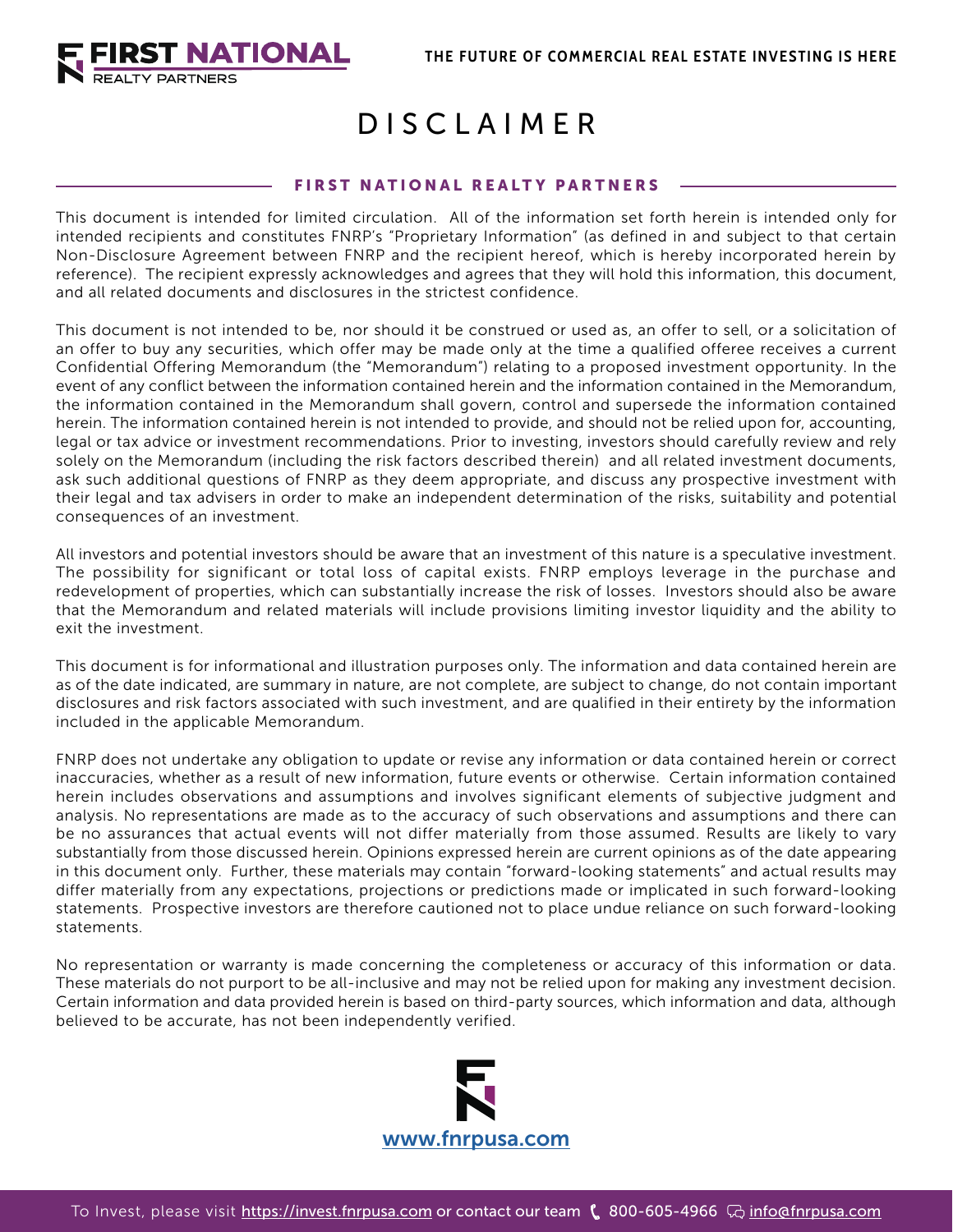# DISCLAIMER

## FIRST NATIONAL REALTY PARTNERS

This document is intended for limited circulation. All of the information set forth herein is intended only for intended recipients and constitutes FNRP's "Proprietary Information" (as defined in and subject to that certain Non-Disclosure Agreement between FNRP and the recipient hereof, which is hereby incorporated herein by reference). The recipient expressly acknowledges and agrees that they will hold this information, this document, and all related documents and disclosures in the strictest confidence.

This document is not intended to be, nor should it be construed or used as, an offer to sell, or a solicitation of an offer to buy any securities, which offer may be made only at the time a qualified offeree receives a current Confidential Offering Memorandum (the "Memorandum") relating to a proposed investment opportunity. In the event of any conflict between the information contained herein and the information contained in the Memorandum, the information contained in the Memorandum shall govern, control and supersede the information contained herein. The information contained herein is not intended to provide, and should not be relied upon for, accounting, legal or tax advice or investment recommendations. Prior to investing, investors should carefully review and rely solely on the Memorandum (including the risk factors described therein) and all related investment documents, ask such additional questions of FNRP as they deem appropriate, and discuss any prospective investment with their legal and tax advisers in order to make an independent determination of the risks, suitability and potential consequences of an investment.

All investors and potential investors should be aware that an investment of this nature is a speculative investment. The possibility for significant or total loss of capital exists. FNRP employs leverage in the purchase and redevelopment of properties, which can substantially increase the risk of losses. Investors should also be aware that the Memorandum and related materials will include provisions limiting investor liquidity and the ability to exit the investment.

This document is for informational and illustration purposes only. The information and data contained herein are as of the date indicated, are summary in nature, are not complete, are subject to change, do not contain important disclosures and risk factors associated with such investment, and are qualified in their entirety by the information included in the applicable Memorandum.

FNRP does not undertake any obligation to update or revise any information or data contained herein or correct inaccuracies, whether as a result of new information, future events or otherwise. Certain information contained herein includes observations and assumptions and involves significant elements of subjective judgment and analysis. No representations are made as to the accuracy of such observations and assumptions and there can be no assurances that actual events will not differ materially from those assumed. Results are likely to vary substantially from those discussed herein. Opinions expressed herein are current opinions as of the date appearing in this document only. Further, these materials may contain "forward-looking statements" and actual results may differ materially from any expectations, projections or predictions made or implicated in such forward-looking statements. Prospective investors are therefore cautioned not to place undue reliance on such forward-looking statements.

No representation or warranty is made concerning the completeness or accuracy of this information or data. These materials do not purport to be all-inclusive and may not be relied upon for making any investment decision. Certain information and data provided herein is based on third-party sources, which information and data, although believed to be accurate, has not been independently verified.

www.fnrpusa.com